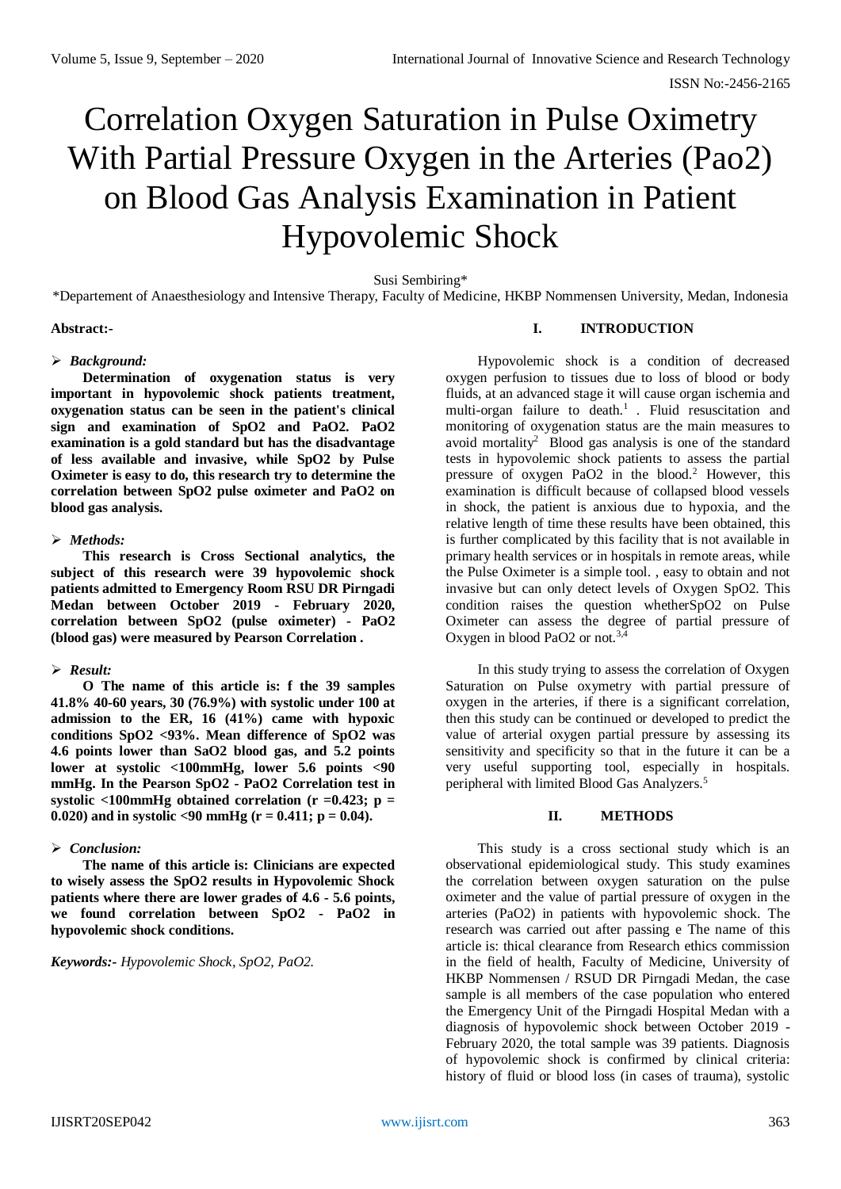# Correlation Oxygen Saturation in Pulse Oximetry With Partial Pressure Oxygen in the Arteries (Pao2) on Blood Gas Analysis Examination in Patient Hypovolemic Shock

Susi Sembiring*

*Departement of Anaesthesiology and Intensive Therapy, Faculty of Medicine, HKBP Nommensen University, Medan, Indonesia

**Abstract:-**

➢ ***Background:***

**Determination of oxygenation status is very important in hypovolemic shock patients treatment, oxygenation status can be seen in the patient's clinical sign and examination of SpO2 and PaO2. PaO2 examination is a gold standard but has the disadvantage of less available and invasive, while SpO2 by Pulse Oximeter is easy to do, this research try to determine the correlation between SpO2 pulse oximeter and PaO2 on blood gas analysis.**

➢ ***Methods:***

**This research is Cross Sectional analytics, the subject of this research were 39 hypovolemic shock patients admitted to Emergency Room RSU DR Pirngadi Medan between October 2019 - February 2020, correlation between SpO2 (pulse oximeter) - PaO2 (blood gas) were measured by Pearson Correlation .**

➢ ***Result:***

**O The name of this article is: f the 39 samples 41.8% 40-60 years, 30 (76.9%) with systolic under 100 at admission to the ER, 16 (41%) came with hypoxic conditions SpO2 <93%. Mean difference of SpO2 was 4.6 points lower than SaO2 blood gas, and 5.2 points lower at systolic <100mmHg, lower 5.6 points <90 mmHg. In the Pearson SpO2 - PaO2 Correlation test in systolic <100mmHg obtained correlation ($r = 0.423$; $p = 0.020$) and in systolic <90 mmHg ($r = 0.411$; $p = 0.04$).**

➢ ***Conclusion:***

**The name of this article is: Clinicians are expected to wisely assess the SpO2 results in Hypovolemic Shock patients where there are lower grades of 4.6 - 5.6 points, we found correlation between SpO2 - PaO2 in hypovolemic shock conditions.**

***Keywords:-** Hypovolemic Shock, SpO2, PaO2.*

## I. INTRODUCTION

Hypovolemic shock is a condition of decreased oxygen perfusion to tissues due to loss of blood or body fluids, at an advanced stage it will cause organ ischemia and multi-organ failure to death.[1] . Fluid resuscitation and monitoring of oxygenation status are the main measures to avoid mortality[2] Blood gas analysis is one of the standard tests in hypovolemic shock patients to assess the partial pressure of oxygen PaO2 in the blood.[2] However, this examination is difficult because of collapsed blood vessels in shock, the patient is anxious due to hypoxia, and the relative length of time these results have been obtained, this is further complicated by this facility that is not available in primary health services or in hospitals in remote areas, while the Pulse Oximeter is a simple tool. , easy to obtain and not invasive but can only detect levels of Oxygen SpO2. This condition raises the question whetherSpO2 on Pulse Oximeter can assess the degree of partial pressure of Oxygen in blood PaO2 or not.[3,4]

In this study trying to assess the correlation of Oxygen Saturation on Pulse oxymetry with partial pressure of oxygen in the arteries, if there is a significant correlation, then this study can be continued or developed to predict the value of arterial oxygen partial pressure by assessing its sensitivity and specificity so that in the future it can be a very useful supporting tool, especially in hospitals. peripheral with limited Blood Gas Analyzers.[5]

## II. METHODS

This study is a cross sectional study which is an observational epidemiological study. This study examines the correlation between oxygen saturation on the pulse oximeter and the value of partial pressure of oxygen in the arteries (PaO2) in patients with hypovolemic shock. The research was carried out after passing e The name of this article is: thical clearance from Research ethics commission in the field of health, Faculty of Medicine, University of HKBP Nommensen / RSUD DR Pirngadi Medan, the case sample is all members of the case population who entered the Emergency Unit of the Pirngadi Hospital Medan with a diagnosis of hypovolemic shock between October 2019 - February 2020, the total sample was 39 patients. Diagnosis of hypovolemic shock is confirmed by clinical criteria: history of fluid or blood loss (in cases of trauma), systolic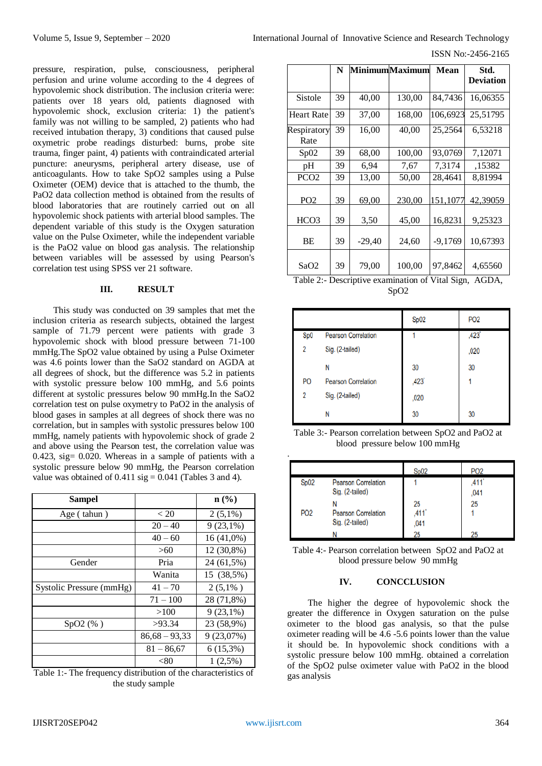pressure, respiration, pulse, consciousness, peripheral perfusion and urine volume according to the 4 degrees of hypovolemic shock distribution. The inclusion criteria were: patients over 18 years old, patients diagnosed with hypovolemic shock, exclusion criteria: 1) the patient's family was not willing to be sampled, 2) patients who had received intubation therapy, 3) conditions that caused pulse oxymetric probe readings disturbed: burns, probe site trauma, finger paint, 4) patients with contraindicated arterial puncture: aneurysms, peripheral artery disease, use of anticoagulants. How to take SpO2 samples using a Pulse Oximeter (OEM) device that is attached to the thumb, the PaO2 data collection method is obtained from the results of blood laboratories that are routinely carried out on all hypovolemic shock patients with arterial blood samples. The dependent variable of this study is the Oxygen saturation value on the Pulse Oximeter, while the independent variable is the PaO2 value on blood gas analysis. The relationship between variables will be assessed by using Pearson's correlation test using SPSS ver 21 software.

## III. RESULT

This study was conducted on 39 samples that met the inclusion criteria as research subjects, obtained the largest sample of 71.79 percent were patients with grade 3 hypovolemic shock with blood pressure between 71-100 mmHg.The SpO2 value obtained by using a Pulse Oximeter was 4.6 points lower than the SaO2 standard on AGDA at all degrees of shock, but the difference was 5.2 in patients with systolic pressure below 100 mmHg, and 5.6 points different at systolic pressures below 90 mmHg.In the SaO2 correlation test on pulse oxymetry to PaO2 in the analysis of blood gases in samples at all degrees of shock there was no correlation, but in samples with systolic pressures below 100 mmHg, namely patients with hypovolemic shock of grade 2 and above using the Pearson test, the correlation value was 0.423, sig= 0.020. Whereas in a sample of patients with a systolic pressure below 90 mmHg, the Pearson correlation value was obtained of 0.411 sig = 0.041 (Tables 3 and 4).

| Sampel | | n (%) |
|---|---|---|
| Age ( tahun ) | < 20 | 2 (5,1%) |
| | 20 – 40 | 9 (23,1%) |
| | 40 – 60 | 16 (41,0%) |
| | >60 | 12 (30,8%) |
| Gender | Pria | 24 (61,5%) |
| | Wanita | 15 (38,5%) |
| Systolic Pressure (mmHg) | 41 – 70 | 2 (5,1% ) |
| | 71 – 100 | 28 (71,8%) |
| | >100 | 9 (23,1%) |
| SpO2 (% ) | >93.34 | 23 (58,9%) |
| | 86,68 – 93,33 | 9 (23,07%) |
| | 81 – 86,67 | 6 (15,3%) |
| | <80 | 1 (2,5%) |

Table 1:- The frequency distribution of the characteristics of the study sample

| | N | Minimum | Maximum | Mean | Std. Deviation |
|---|---|---|---|---|---|
| Sistole | 39 | 40,00 | 130,00 | 84,7436 | 16,06355 |
| Heart Rate | 39 | 37,00 | 168,00 | 106,6923 | 25,51795 |
| Respiratory Rate | 39 | 16,00 | 40,00 | 25,2564 | 6,53218 |
| Sp02 | 39 | 68,00 | 100,00 | 93,0769 | 7,12071 |
| pH | 39 | 6,94 | 7,67 | 7,3174 | ,15382 |
| PCO2 | 39 | 13,00 | 50,00 | 28,4641 | 8,81994 |
| PO2 | 39 | 69,00 | 230,00 | 151,1077 | 42,39059 |
| HCO3 | 39 | 3,50 | 45,00 | 16,8231 | 9,25323 |
| BE | 39 | -29,40 | 24,60 | -9,1769 | 10,67393 |
| SaO2 | 39 | 79,00 | 100,00 | 97,8462 | 4,65560 |

Table 2:- Descriptive examination of Vital Sign, AGDA, SpO2

| | | Sp02 | PO2 |
|---|---|---|---|
| Sp02 | Pearson Correlation | 1 | ,423* |
| | Sig. (2-tailed) | | ,020 |
| | N | 30 | 30 |
| PO2 | Pearson Correlation | ,423* | 1 |
| | Sig. (2-tailed) | ,020 | |
| | N | 30 | 30 |

Table 3:- Pearson correlation between SpO2 and PaO2 at blood pressure below 100 mmHg

| | | Sp02 | PO2 |
|---|---|---|---|
| Sp02 | Pearson Correlation | 1 | ,411* |
| | Sig. (2-tailed) | | ,041 |
| | N | 25 | 25 |
| PO2 | Pearson Correlation | ,411* | 1 |
| | Sig. (2-tailed) | ,041 | |
| | N | 25 | 25 |

Table 4:- Pearson correlation between SpO2 and PaO2 at blood pressure below 90 mmHg

## IV. CONCCLUSION

The higher the degree of hypovolemic shock the greater the difference in Oxygen saturation on the pulse oximeter to the blood gas analysis, so that the pulse oximeter reading will be 4.6 -5.6 points lower than the value it should be. In hypovolemic shock conditions with a systolic pressure below 100 mmHg. obtained a correlation of the SpO2 pulse oximeter value with PaO2 in the blood gas analysis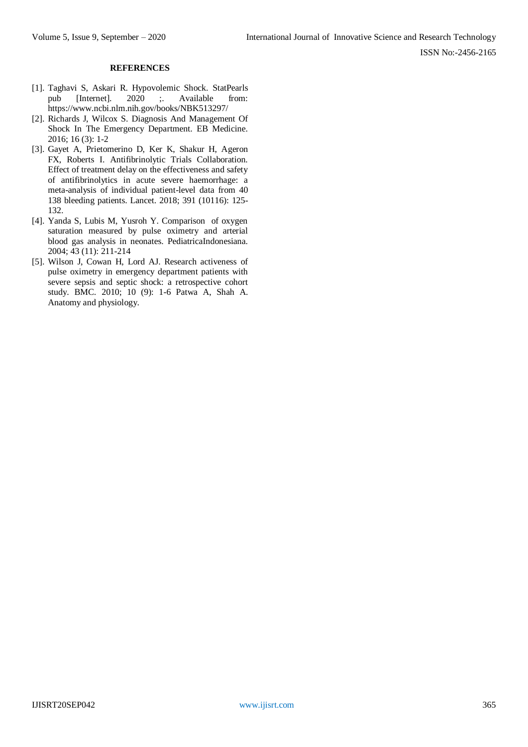## REFERENCES

[1]. Taghavi S, Askari R. Hypovolemic Shock. StatPearls pub [Internet]. 2020 ;. Available from: https://www.ncbi.nlm.nih.gov/books/NBK513297/

[2]. Richards J, Wilcox S. Diagnosis And Management Of Shock In The Emergency Department. EB Medicine. 2016; 16 (3): 1-2

[3]. Gayet A, Prietomerino D, Ker K, Shakur H, Ageron FX, Roberts I. Antifibrinolytic Trials Collaboration. Effect of treatment delay on the effectiveness and safety of antifibrinolytics in acute severe haemorrhage: a meta-analysis of individual patient-level data from 40 138 bleeding patients. Lancet. 2018; 391 (10116): 125-132.

[4]. Yanda S, Lubis M, Yusroh Y. Comparison of oxygen saturation measured by pulse oximetry and arterial blood gas analysis in neonates. PediatricaIndonesiana. 2004; 43 (11): 211-214

[5]. Wilson J, Cowan H, Lord AJ. Research activeness of pulse oximetry in emergency department patients with severe sepsis and septic shock: a retrospective cohort study. BMC. 2010; 10 (9): 1-6 Patwa A, Shah A. Anatomy and physiology.